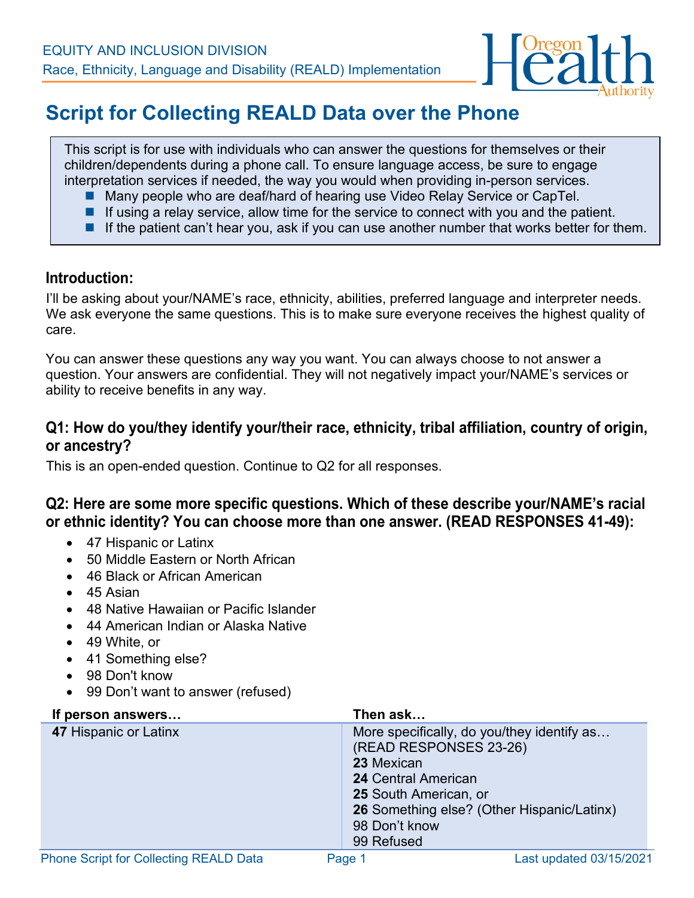EQUITY AND INCLUSION DIVISION

Race, Ethnicity, Language and Disability (REALD) Implementation

# Script for Collecting REALD Data over the Phone

This script is for use with individuals who can answer the questions for themselves or their children/dependents during a phone call. To ensure language access, be sure to engage interpretation services if needed, the way you would when providing in-person services.

- Many people who are deaf/hard of hearing use Video Relay Service or CapTel.
- If using a relay service, allow time for the service to connect with you and the patient.
- If the patient can't hear you, ask if you can use another number that works better for them.

## Introduction:

I'll be asking about your/NAME's race, ethnicity, abilities, preferred language and interpreter needs. We ask everyone the same questions. This is to make sure everyone receives the highest quality of care.

You can answer these questions any way you want. You can always choose to not answer a question. Your answers are confidential. They will not negatively impact your/NAME's services or ability to receive benefits in any way.

### Q1: How do you/they identify your/their race, ethnicity, tribal affiliation, country of origin, or ancestry?

This is an open-ended question. Continue to Q2 for all responses.

### Q2: Here are some more specific questions. Which of these describe your/NAME's racial or ethnic identity? You can choose more than one answer. (READ RESPONSES 41-49):

- 47 Hispanic or Latinx
- 50 Middle Eastern or North African
- 46 Black or African American
- 45 Asian
- 48 Native Hawaiian or Pacific Islander
- 44 American Indian or Alaska Native
- 49 White, or
- 41 Something else?
- 98 Don't know
- 99 Don't want to answer (refused)

| If person answers… | Then ask… |
|---|---|
| **47** Hispanic or Latinx | More specifically, do you/they identify as… (READ RESPONSES 23-26)<br>**23** Mexican<br>**24** Central American<br>**25** South American, or<br>**26** Something else? (Other Hispanic/Latinx)<br>98 Don't know<br>99 Refused |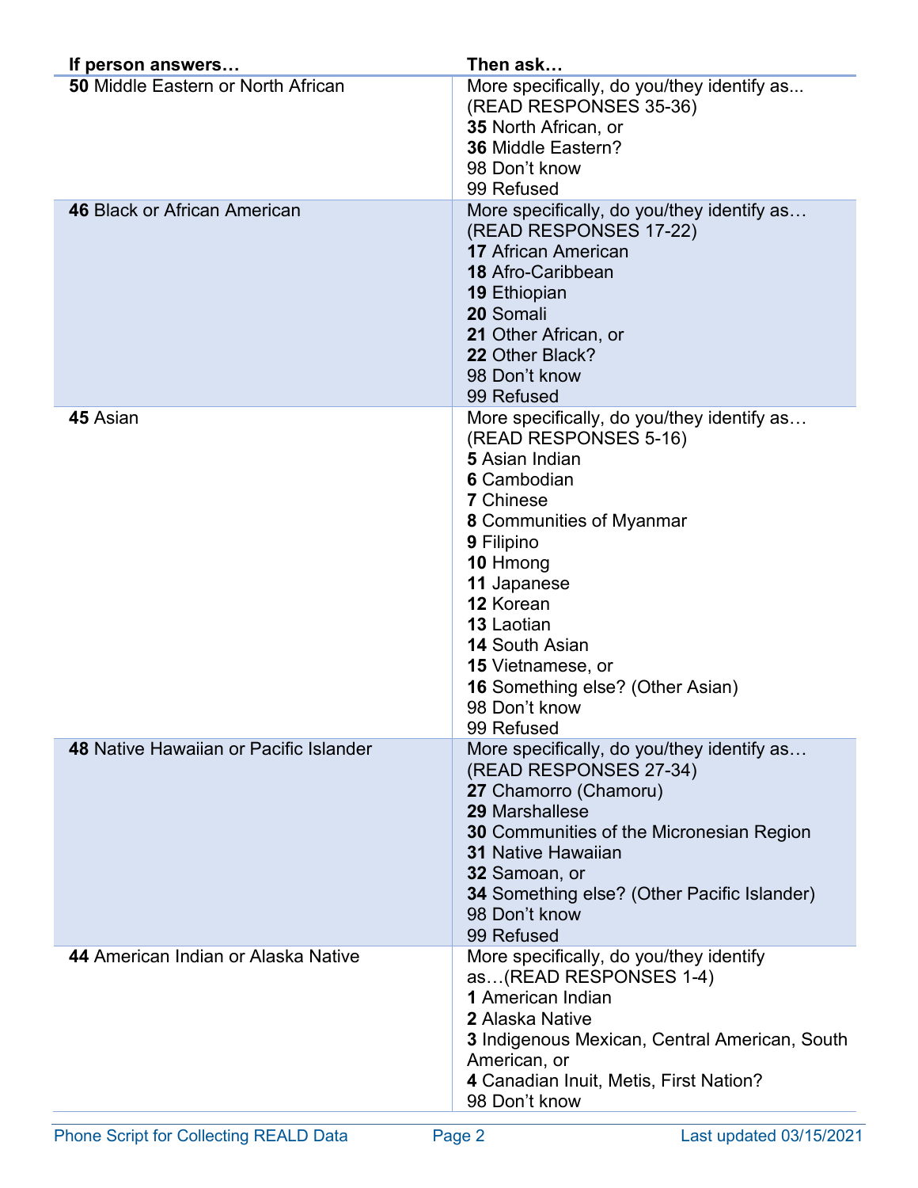| If person answers… | Then ask… |
| --- | --- |
| **50** Middle Eastern or North African | More specifically, do you/they identify as... (READ RESPONSES 35-36)<br>**35** North African, or<br>**36** Middle Eastern?<br>98 Don't know<br>99 Refused |
| **46** Black or African American | More specifically, do you/they identify as… (READ RESPONSES 17-22)<br>**17** African American<br>**18** Afro-Caribbean<br>**19** Ethiopian<br>**20** Somali<br>**21** Other African, or<br>**22** Other Black?<br>98 Don't know<br>99 Refused |
| **45** Asian | More specifically, do you/they identify as… (READ RESPONSES 5-16)<br>**5** Asian Indian<br>**6** Cambodian<br>**7** Chinese<br>**8** Communities of Myanmar<br>**9** Filipino<br>**10** Hmong<br>**11** Japanese<br>**12** Korean<br>**13** Laotian<br>**14** South Asian<br>**15** Vietnamese, or<br>**16** Something else? (Other Asian)<br>98 Don't know<br>99 Refused |
| **48** Native Hawaiian or Pacific Islander | More specifically, do you/they identify as… (READ RESPONSES 27-34)<br>**27** Chamorro (Chamoru)<br>**29** Marshallese<br>**30** Communities of the Micronesian Region<br>**31** Native Hawaiian<br>**32** Samoan, or<br>**34** Something else? (Other Pacific Islander)<br>98 Don't know<br>99 Refused |
| **44** American Indian or Alaska Native | More specifically, do you/they identify as…(READ RESPONSES 1-4)<br>**1** American Indian<br>**2** Alaska Native<br>**3** Indigenous Mexican, Central American, South American, or<br>**4** Canadian Inuit, Metis, First Nation?<br>98 Don't know |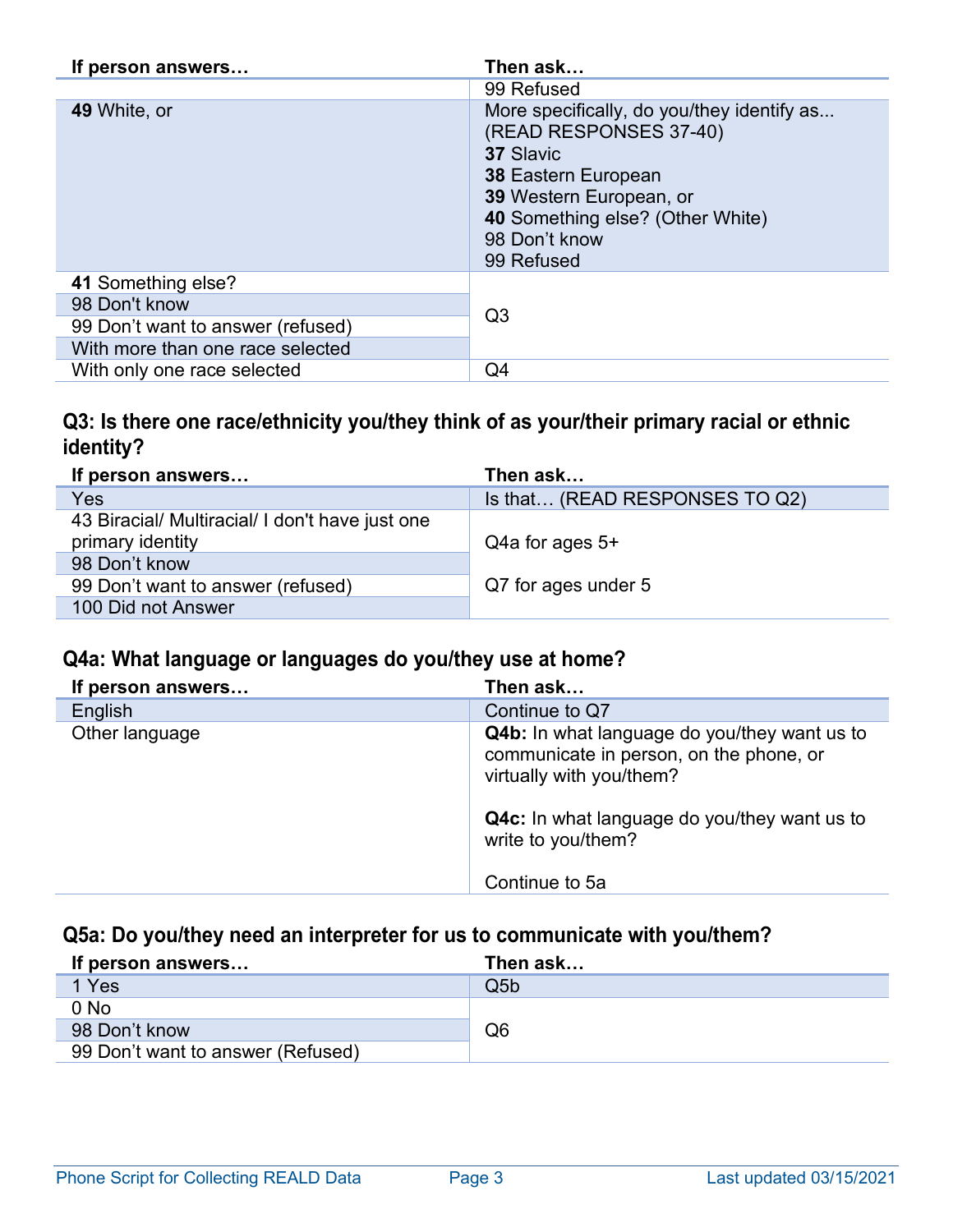| If person answers… | Then ask… |
|---|---|
| | 99 Refused |
| **49** White, or | More specifically, do you/they identify as... (READ RESPONSES 37-40)<br>**37** Slavic<br>**38** Eastern European<br>**39** Western European, or<br>**40** Something else? (Other White)<br>98 Don't know<br>99 Refused |
| **41** Something else? | Q3 |
| 98 Don't know | |
| 99 Don't want to answer (refused) | |
| With more than one race selected | |
| With only one race selected | Q4 |

### Q3: Is there one race/ethnicity you/they think of as your/their primary racial or ethnic identity?

| If person answers… | Then ask… |
|---|---|
| Yes | Is that… (READ RESPONSES TO Q2) |
| 43 Biracial/ Multiracial/ I don't have just one primary identity | Q4a for ages 5+<br><br>Q7 for ages under 5 |
| 98 Don't know | |
| 99 Don't want to answer (refused) | |
| 100 Did not Answer | |

### Q4a: What language or languages do you/they use at home?

| If person answers… | Then ask… |
|---|---|
| English | Continue to Q7 |
| Other language | **Q4b:** In what language do you/they want us to communicate in person, on the phone, or virtually with you/them?<br><br>**Q4c:** In what language do you/they want us to write to you/them?<br><br>Continue to 5a |

### Q5a: Do you/they need an interpreter for us to communicate with you/them?

| If person answers… | Then ask… |
|---|---|
| 1 Yes | Q5b |
| 0 No | Q6 |
| 98 Don't know | |
| 99 Don't want to answer (Refused) | |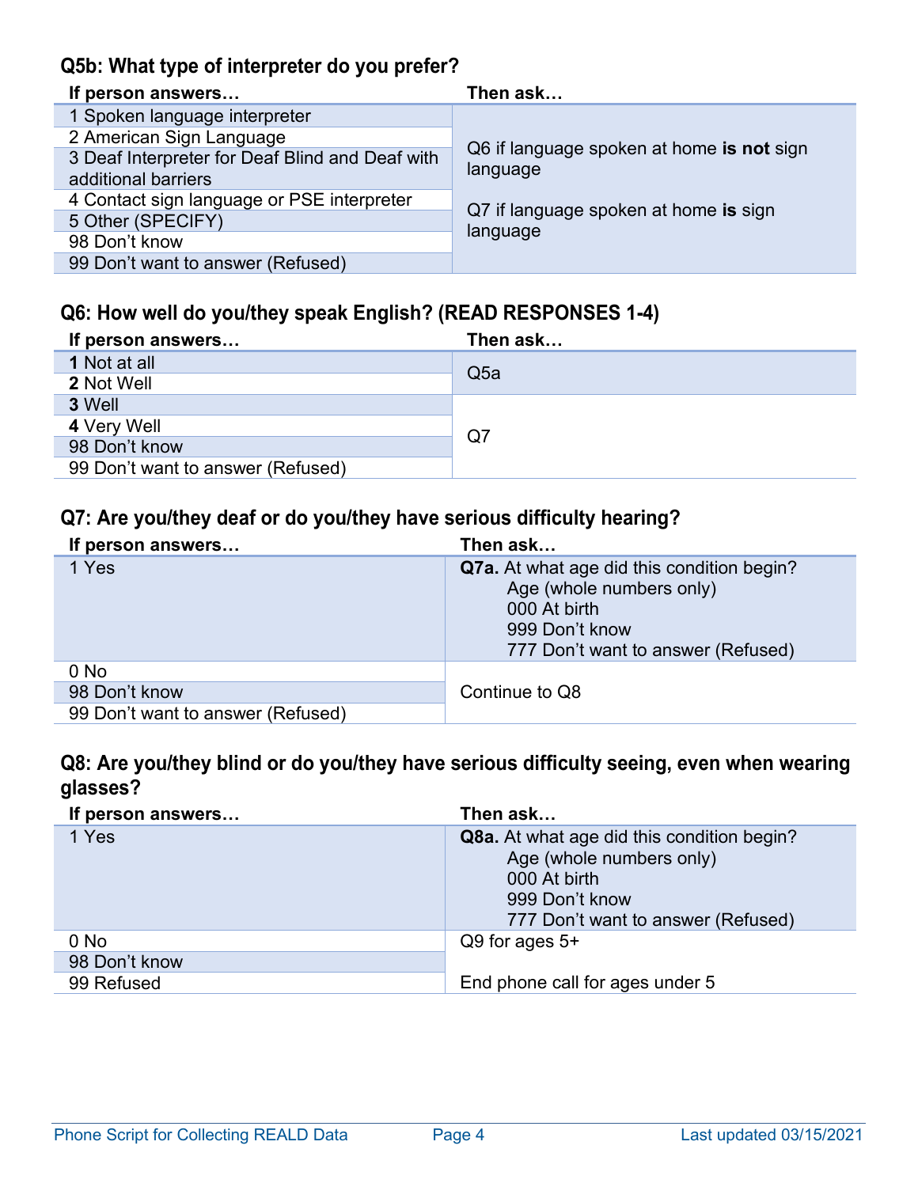### Q5b: What type of interpreter do you prefer?

| If person answers… | Then ask… |
|---|---|
| 1 Spoken language interpreter | Q6 if language spoken at home **is not** sign language<br><br>Q7 if language spoken at home **is** sign language |
| 2 American Sign Language | |
| 3 Deaf Interpreter for Deaf Blind and Deaf with additional barriers | |
| 4 Contact sign language or PSE interpreter | |
| 5 Other (SPECIFY) | |
| 98 Don't know | |
| 99 Don't want to answer (Refused) | |

### Q6: How well do you/they speak English? (READ RESPONSES 1-4)

| If person answers… | Then ask… |
|---|---|
| **1** Not at all | Q5a |
| **2** Not Well | |
| **3** Well | Q7 |
| **4** Very Well | |
| 98 Don't know | |
| 99 Don't want to answer (Refused) | |

### Q7: Are you/they deaf or do you/they have serious difficulty hearing?

| If person answers… | Then ask… |
|---|---|
| 1 Yes | **Q7a.** At what age did this condition begin?<br>Age (whole numbers only)<br>000 At birth<br>999 Don't know<br>777 Don't want to answer (Refused) |
| 0 No | Continue to Q8 |
| 98 Don't know | |
| 99 Don't want to answer (Refused) | |

### Q8: Are you/they blind or do you/they have serious difficulty seeing, even when wearing glasses?

| If person answers… | Then ask… |
|---|---|
| 1 Yes | **Q8a.** At what age did this condition begin?<br>Age (whole numbers only)<br>000 At birth<br>999 Don't know<br>777 Don't want to answer (Refused) |
| 0 No | Q9 for ages 5+<br><br>End phone call for ages under 5 |
| 98 Don't know | |
| 99 Refused | |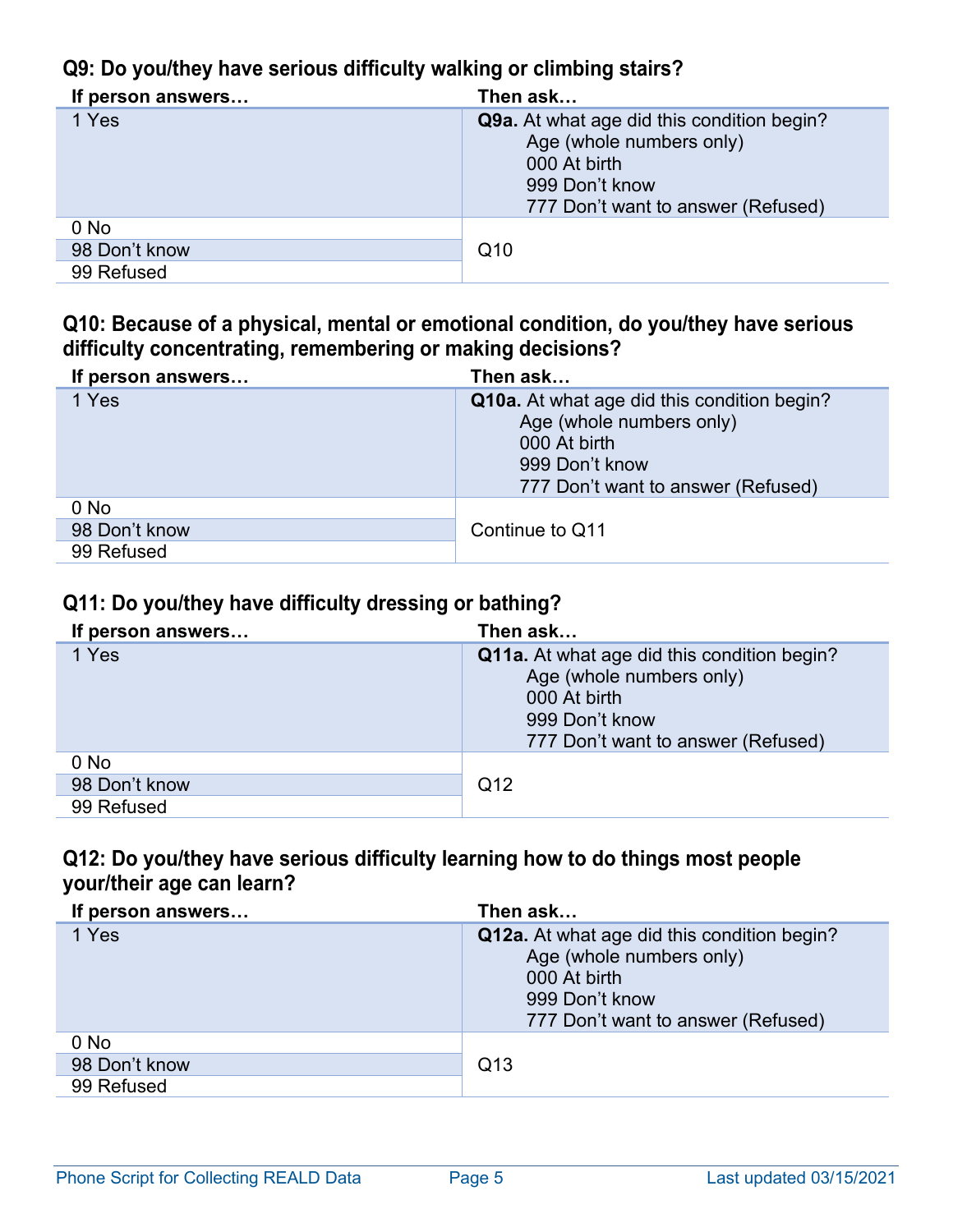## Q9: Do you/they have serious difficulty walking or climbing stairs?

| If person answers… | Then ask… |
|---|---|
| 1 Yes | **Q9a.** At what age did this condition begin?<br>Age (whole numbers only)<br>000 At birth<br>999 Don't know<br>777 Don't want to answer (Refused) |
| 0 No<br>98 Don't know<br>99 Refused | Q10 |

## Q10: Because of a physical, mental or emotional condition, do you/they have serious difficulty concentrating, remembering or making decisions?

| If person answers… | Then ask… |
|---|---|
| 1 Yes | **Q10a.** At what age did this condition begin?<br>Age (whole numbers only)<br>000 At birth<br>999 Don't know<br>777 Don't want to answer (Refused) |
| 0 No<br>98 Don't know<br>99 Refused | Continue to Q11 |

## Q11: Do you/they have difficulty dressing or bathing?

| If person answers… | Then ask… |
|---|---|
| 1 Yes | **Q11a.** At what age did this condition begin?<br>Age (whole numbers only)<br>000 At birth<br>999 Don't know<br>777 Don't want to answer (Refused) |
| 0 No<br>98 Don't know<br>99 Refused | Q12 |

## Q12: Do you/they have serious difficulty learning how to do things most people your/their age can learn?

| If person answers… | Then ask… |
|---|---|
| 1 Yes | **Q12a.** At what age did this condition begin?<br>Age (whole numbers only)<br>000 At birth<br>999 Don't know<br>777 Don't want to answer (Refused) |
| 0 No<br>98 Don't know<br>99 Refused | Q13 |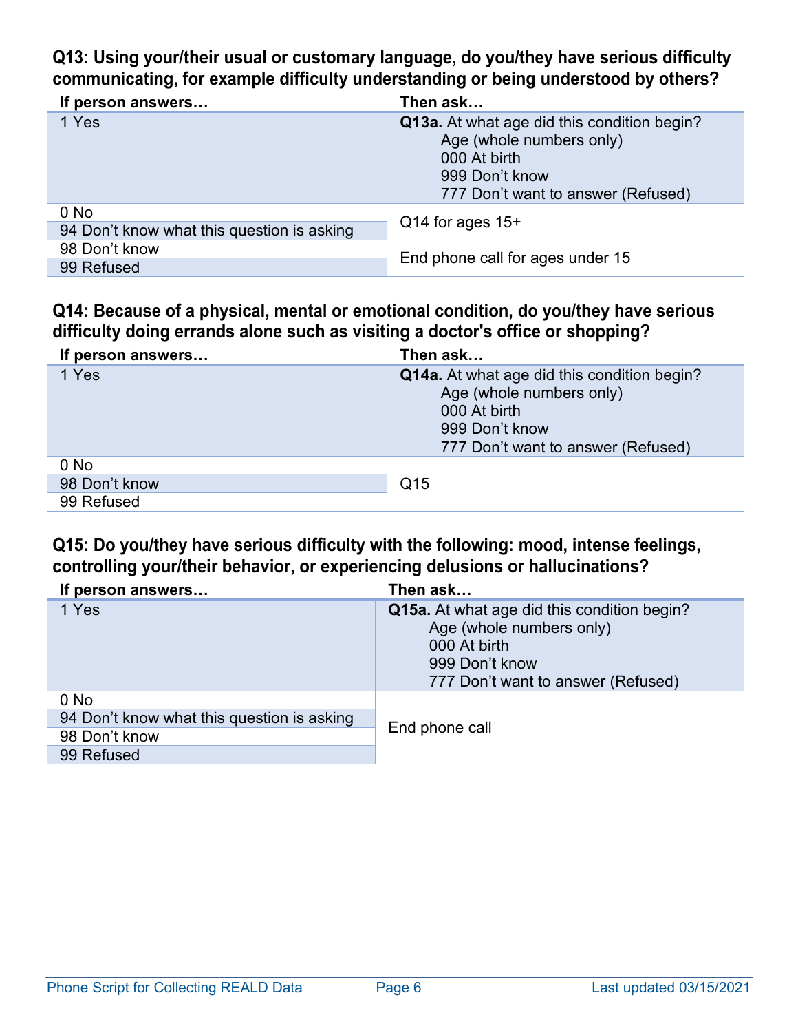### Q13: Using your/their usual or customary language, do you/they have serious difficulty communicating, for example difficulty understanding or being understood by others?

| If person answers… | Then ask… |
|---|---|
| 1 Yes | **Q13a.** At what age did this condition begin?<br>Age (whole numbers only)<br>000 At birth<br>999 Don't know<br>777 Don't want to answer (Refused) |
| 0 No<br>94 Don't know what this question is asking<br>98 Don't know<br>99 Refused | Q14 for ages 15+<br><br>End phone call for ages under 15 |

### Q14: Because of a physical, mental or emotional condition, do you/they have serious difficulty doing errands alone such as visiting a doctor's office or shopping?

| If person answers… | Then ask… |
|---|---|
| 1 Yes | **Q14a.** At what age did this condition begin?<br>Age (whole numbers only)<br>000 At birth<br>999 Don't know<br>777 Don't want to answer (Refused) |
| 0 No<br>98 Don't know<br>99 Refused | Q15 |

### Q15: Do you/they have serious difficulty with the following: mood, intense feelings, controlling your/their behavior, or experiencing delusions or hallucinations?

| If person answers… | Then ask… |
|---|---|
| 1 Yes | **Q15a.** At what age did this condition begin?<br>Age (whole numbers only)<br>000 At birth<br>999 Don't know<br>777 Don't want to answer (Refused) |
| 0 No<br>94 Don't know what this question is asking<br>98 Don't know<br>99 Refused | End phone call |